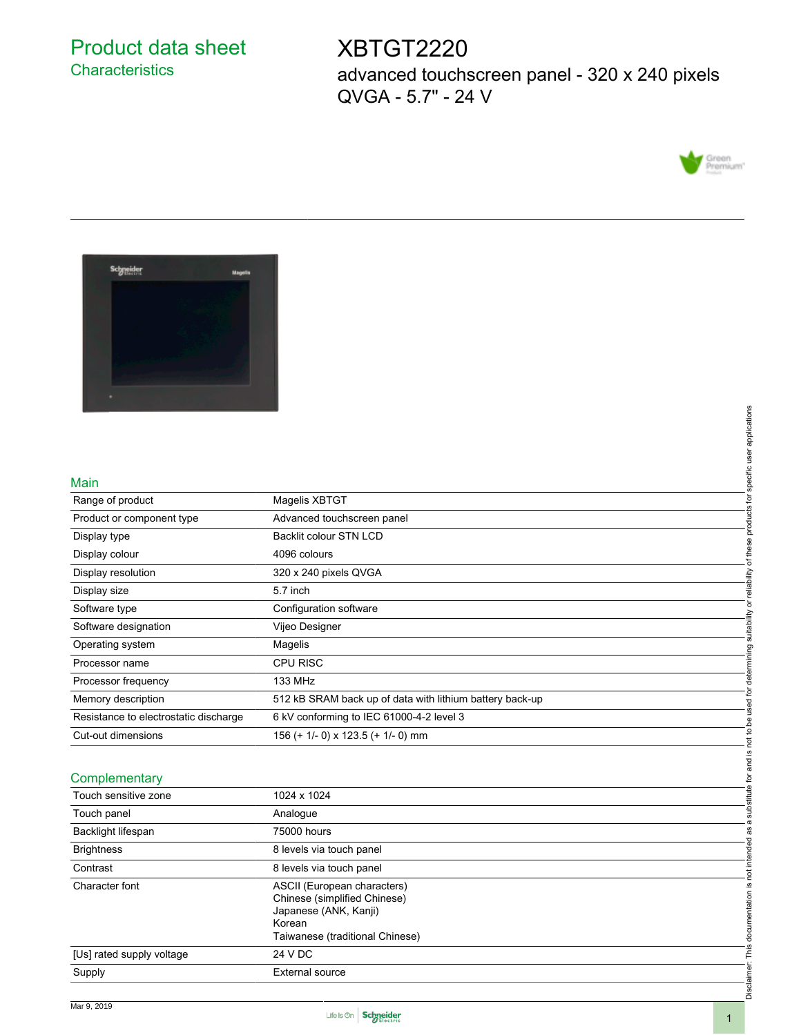# Product data sheet
## Characteristics

# XBTGT2220
advanced touchscreen panel - 320 x 240 pixels QVGA - 5.7" - 24 V

## Main

| | |
|---|---|
| Range of product | Magelis XBTGT |
| Product or component type | Advanced touchscreen panel |
| Display type | Backlit colour STN LCD |
| Display colour | 4096 colours |
| Display resolution | 320 x 240 pixels QVGA |
| Display size | 5.7 inch |
| Software type | Configuration software |
| Software designation | Vijeo Designer |
| Operating system | Magelis |
| Processor name | CPU RISC |
| Processor frequency | 133 MHz |
| Memory description | 512 kB SRAM back up of data with lithium battery back-up |
| Resistance to electrostatic discharge | 6 kV conforming to IEC 61000-4-2 level 3 |
| Cut-out dimensions | 156 (+ 1/- 0) x 123.5 (+ 1/- 0) mm |

## Complementary

| | |
|---|---|
| Touch sensitive zone | 1024 x 1024 |
| Touch panel | Analogue |
| Backlight lifespan | 75000 hours |
| Brightness | 8 levels via touch panel |
| Contrast | 8 levels via touch panel |
| Character font | ASCII (European characters)<br>Chinese (simplified Chinese)<br>Japanese (ANK, Kanji)<br>Korean<br>Taiwanese (traditional Chinese) |
| [Us] rated supply voltage | 24 V DC |
| Supply | External source |

Disclaimer: This documentation is not intended as a substitute for and is not to be used for determining suitability or reliability of these products for specific user applications

Mar 9, 2019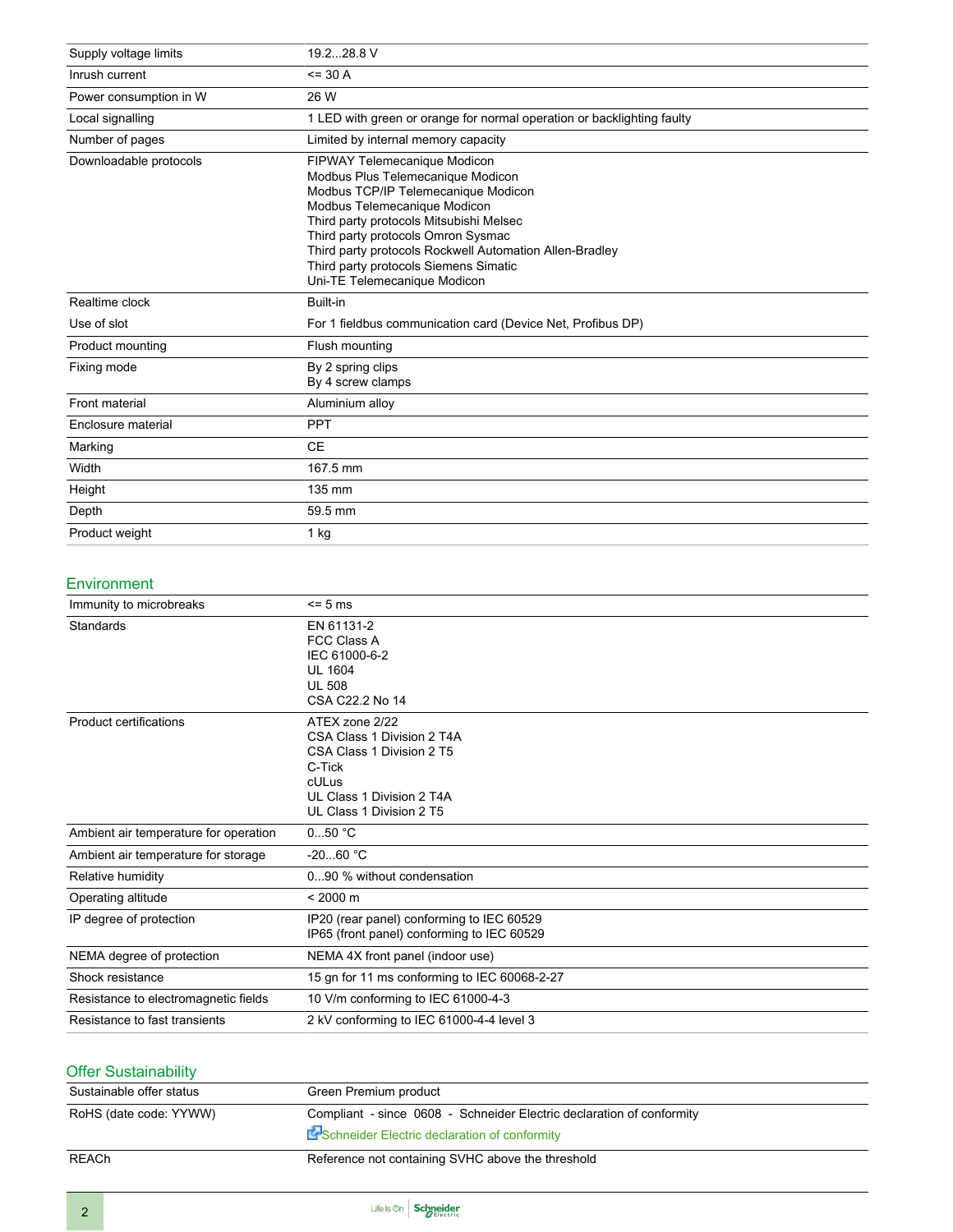| | |
|---|---|
| Supply voltage limits | 19.2...28.8 V |
| Inrush current | <= 30 A |
| Power consumption in W | 26 W |
| Local signalling | 1 LED with green or orange for normal operation or backlighting faulty |
| Number of pages | Limited by internal memory capacity |
| Downloadable protocols | FIPWAY Telemecanique Modicon<br>Modbus Plus Telemecanique Modicon<br>Modbus TCP/IP Telemecanique Modicon<br>Modbus Telemecanique Modicon<br>Third party protocols Mitsubishi Melsec<br>Third party protocols Omron Sysmac<br>Third party protocols Rockwell Automation Allen-Bradley<br>Third party protocols Siemens Simatic<br>Uni-TE Telemecanique Modicon |
| Realtime clock | Built-in |
| Use of slot | For 1 fieldbus communication card (Device Net, Profibus DP) |
| Product mounting | Flush mounting |
| Fixing mode | By 2 spring clips<br>By 4 screw clamps |
| Front material | Aluminium alloy |
| Enclosure material | PPT |
| Marking | CE |
| Width | 167.5 mm |
| Height | 135 mm |
| Depth | 59.5 mm |
| Product weight | 1 kg |

## Environment

| | |
|---|---|
| Immunity to microbreaks | <= 5 ms |
| Standards | EN 61131-2<br>FCC Class A<br>IEC 61000-6-2<br>UL 1604<br>UL 508<br>CSA C22.2 No 14 |
| Product certifications | ATEX zone 2/22<br>CSA Class 1 Division 2 T4A<br>CSA Class 1 Division 2 T5<br>C-Tick<br>cULus<br>UL Class 1 Division 2 T4A<br>UL Class 1 Division 2 T5 |
| Ambient air temperature for operation | 0...50 °C |
| Ambient air temperature for storage | -20...60 °C |
| Relative humidity | 0...90 % without condensation |
| Operating altitude | < 2000 m |
| IP degree of protection | IP20 (rear panel) conforming to IEC 60529<br>IP65 (front panel) conforming to IEC 60529 |
| NEMA degree of protection | NEMA 4X front panel (indoor use) |
| Shock resistance | 15 gn for 11 ms conforming to IEC 60068-2-27 |
| Resistance to electromagnetic fields | 10 V/m conforming to IEC 61000-4-3 |
| Resistance to fast transients | 2 kV conforming to IEC 61000-4-4 level 3 |

## Offer Sustainability

| | |
|---|---|
| Sustainable offer status | Green Premium product |
| RoHS (date code: YYWW) | Compliant - since 0608 - Schneider Electric declaration of conformity<br>Schneider Electric declaration of conformity |
| REACh | Reference not containing SVHC above the threshold |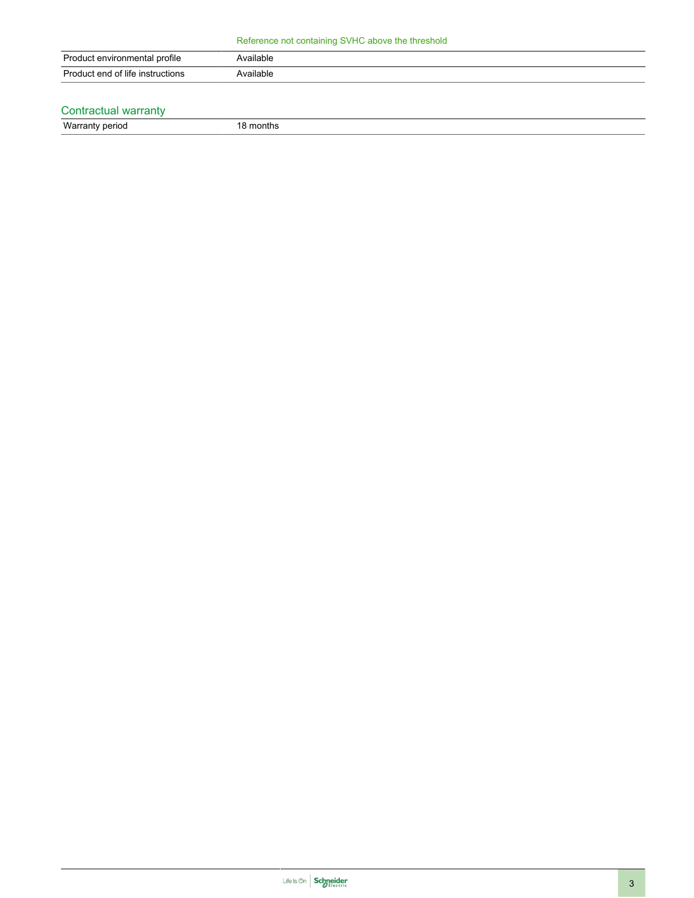|  | Reference not containing SVHC above the threshold |
| --- | --- |
| Product environmental profile | Available |
| Product end of life instructions | Available |

## Contractual warranty

| Warranty period | 18 months |
| --- | --- |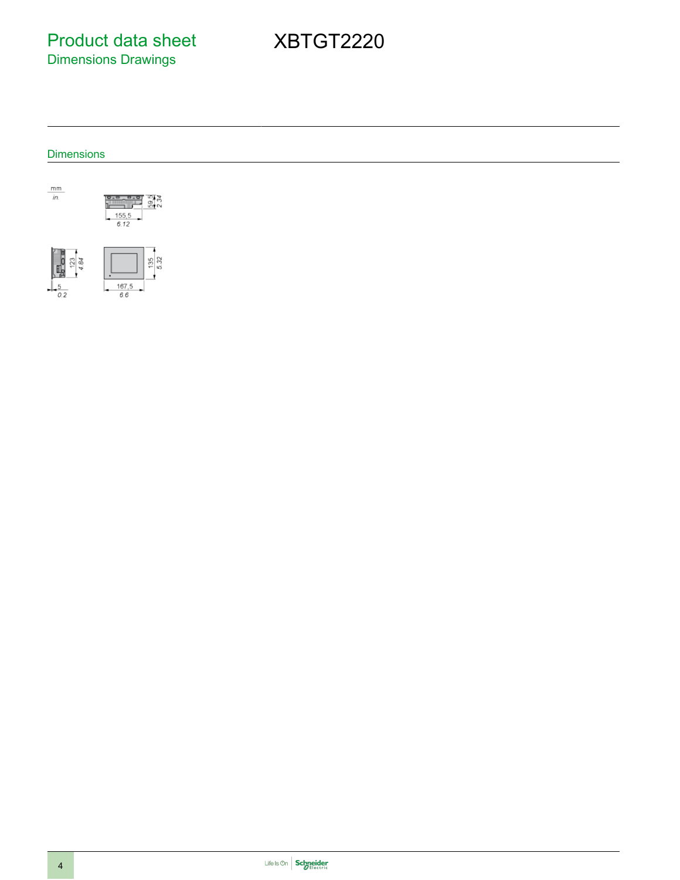# Product data sheet
## Dimensions Drawings

# XBTGT2220

### Dimensions

mm
in.

155,5
6.12

59,5
2.34

123
4.84

5
0.2

135
5.32

167,5
6.6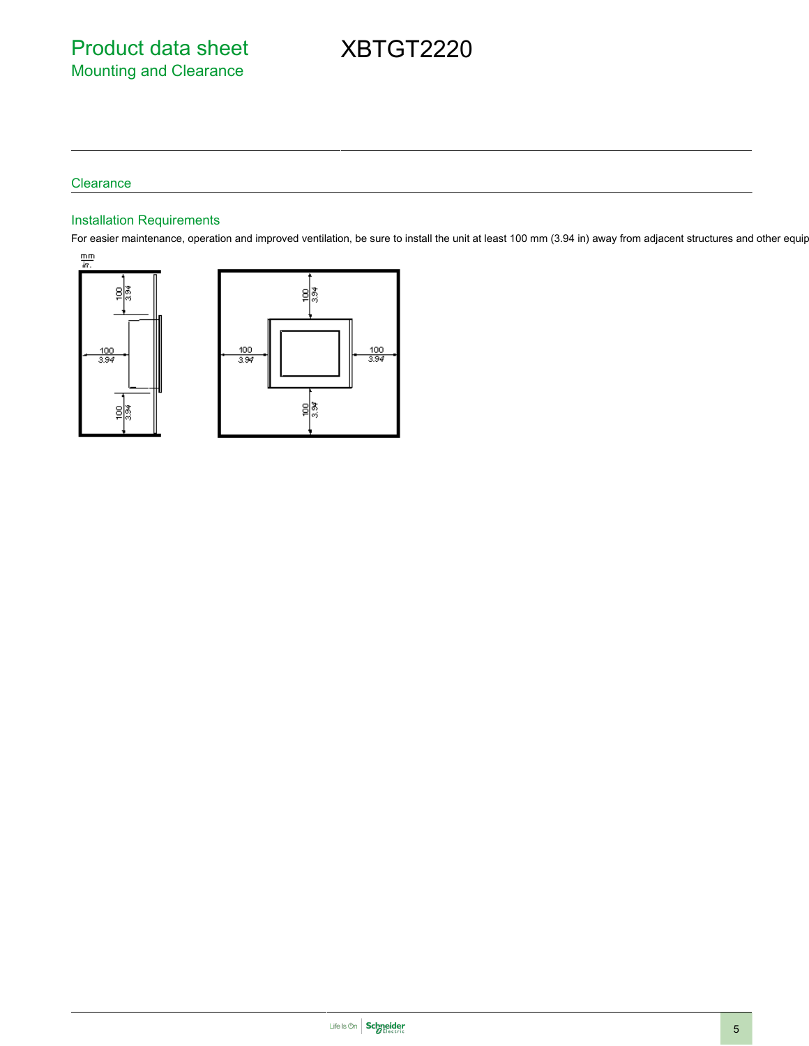# Product data sheet

## Mounting and Clearance

# XBTGT2220

### Clearance

#### Installation Requirements

For easier maintenance, operation and improved ventilation, be sure to install the unit at least 100 mm (3.94 in) away from adjacent structures and other equip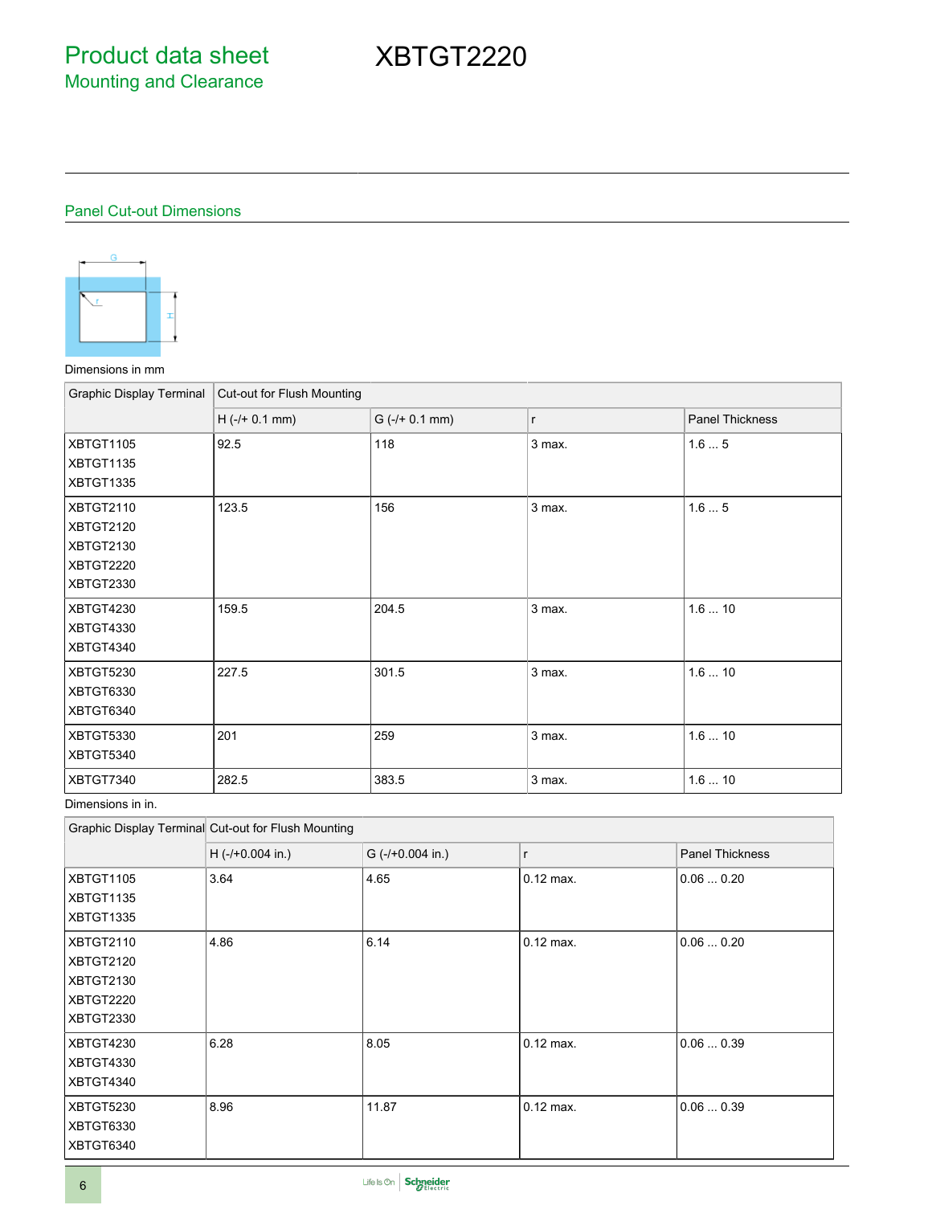# Product data sheet

## Mounting and Clearance

# XBTGT2220

### Panel Cut-out Dimensions

Dimensions in mm

| Graphic Display Terminal | Cut-out for Flush Mounting | | | |
|---|---|---|---|---|
| | H (-/+ 0.1 mm) | G (-/+ 0.1 mm) | r | Panel Thickness |
| XBTGT1105<br>XBTGT1135<br>XBTGT1335 | 92.5 | 118 | 3 max. | 1.6 ... 5 |
| XBTGT2110<br>XBTGT2120<br>XBTGT2130<br>XBTGT2220<br>XBTGT2330 | 123.5 | 156 | 3 max. | 1.6 ... 5 |
| XBTGT4230<br>XBTGT4330<br>XBTGT4340 | 159.5 | 204.5 | 3 max. | 1.6 ... 10 |
| XBTGT5230<br>XBTGT6330<br>XBTGT6340 | 227.5 | 301.5 | 3 max. | 1.6 ... 10 |
| XBTGT5330<br>XBTGT5340 | 201 | 259 | 3 max. | 1.6 ... 10 |
| XBTGT7340 | 282.5 | 383.5 | 3 max. | 1.6 ... 10 |

Dimensions in in.

| Graphic Display Terminal | Cut-out for Flush Mounting | | | |
|---|---|---|---|---|
| | H (-/+0.004 in.) | G (-/+0.004 in.) | r | Panel Thickness |
| XBTGT1105<br>XBTGT1135<br>XBTGT1335 | 3.64 | 4.65 | 0.12 max. | 0.06 ... 0.20 |
| XBTGT2110<br>XBTGT2120<br>XBTGT2130<br>XBTGT2220<br>XBTGT2330 | 4.86 | 6.14 | 0.12 max. | 0.06 ... 0.20 |
| XBTGT4230<br>XBTGT4330<br>XBTGT4340 | 6.28 | 8.05 | 0.12 max. | 0.06 ... 0.39 |
| XBTGT5230<br>XBTGT6330<br>XBTGT6340 | 8.96 | 11.87 | 0.12 max. | 0.06 ... 0.39 |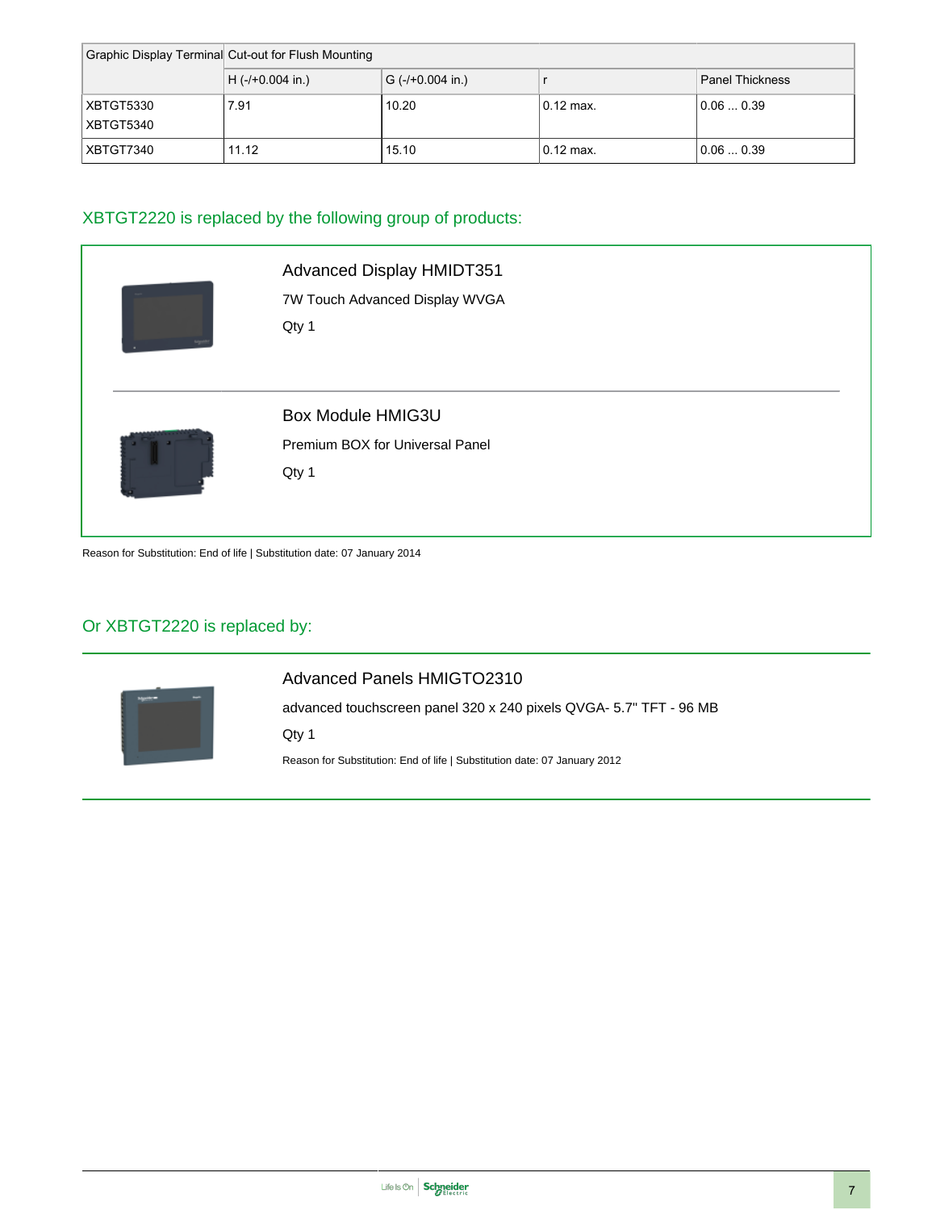| Graphic Display Terminal | Cut-out for Flush Mounting | | | |
|---|---|---|---|---|
| | H (-/+0.004 in.) | G (-/+0.004 in.) | r | Panel Thickness |
| XBTGT5330<br>XBTGT5340 | 7.91 | 10.20 | 0.12 max. | 0.06 ... 0.39 |
| XBTGT7340 | 11.12 | 15.10 | 0.12 max. | 0.06 ... 0.39 |

## XBTGT2220 is replaced by the following group of products:

### Advanced Display HMIDT351

7W Touch Advanced Display WVGA

Qty 1

### Box Module HMIG3U

Premium BOX for Universal Panel

Qty 1

Reason for Substitution: End of life | Substitution date: 07 January 2014

## Or XBTGT2220 is replaced by:

### Advanced Panels HMIGTO2310

advanced touchscreen panel 320 x 240 pixels QVGA- 5.7" TFT - 96 MB

Qty 1

Reason for Substitution: End of life | Substitution date: 07 January 2012